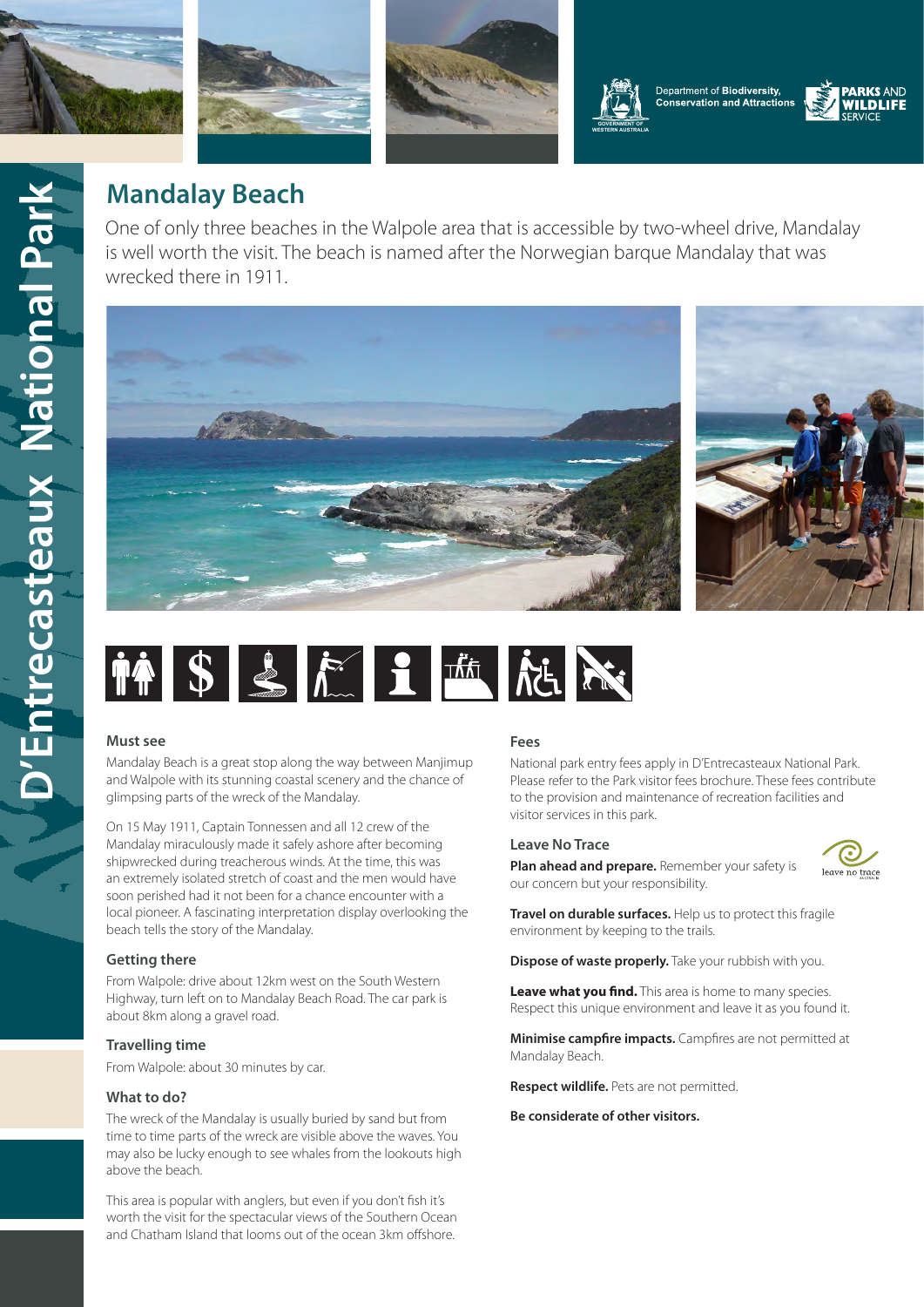Department of **Biodiversity, Conservation and Attractions**

**PARKS AND WILDLIFE SERVICE**

D'Entrecasteaux National Park

# Mandalay Beach

One of only three beaches in the Walpole area that is accessible by two-wheel drive, Mandalay is well worth the visit. The beach is named after the Norwegian barque Mandalay that was wrecked there in 1911.

### Must see

Mandalay Beach is a great stop along the way between Manjimup and Walpole with its stunning coastal scenery and the chance of glimpsing parts of the wreck of the Mandalay.

On 15 May 1911, Captain Tonnessen and all 12 crew of the Mandalay miraculously made it safely ashore after becoming shipwrecked during treacherous winds. At the time, this was an extremely isolated stretch of coast and the men would have soon perished had it not been for a chance encounter with a local pioneer. A fascinating interpretation display overlooking the beach tells the story of the Mandalay.

### Getting there

From Walpole: drive about 12km west on the South Western Highway, turn left on to Mandalay Beach Road. The car park is about 8km along a gravel road.

### Travelling time

From Walpole: about 30 minutes by car.

### What to do?

The wreck of the Mandalay is usually buried by sand but from time to time parts of the wreck are visible above the waves. You may also be lucky enough to see whales from the lookouts high above the beach.

This area is popular with anglers, but even if you don't fish it's worth the visit for the spectacular views of the Southern Ocean and Chatham Island that looms out of the ocean 3km offshore.

### Fees

National park entry fees apply in D'Entrecasteaux National Park. Please refer to the Park visitor fees brochure. These fees contribute to the provision and maintenance of recreation facilities and visitor services in this park.

### Leave No Trace

**Plan ahead and prepare.** Remember your safety is our concern but your responsibility.

**Travel on durable surfaces.** Help us to protect this fragile environment by keeping to the trails.

**Dispose of waste properly.** Take your rubbish with you.

**Leave what you find.** This area is home to many species. Respect this unique environment and leave it as you found it.

**Minimise campfire impacts.** Campfires are not permitted at Mandalay Beach.

**Respect wildlife.** Pets are not permitted.

**Be considerate of other visitors.**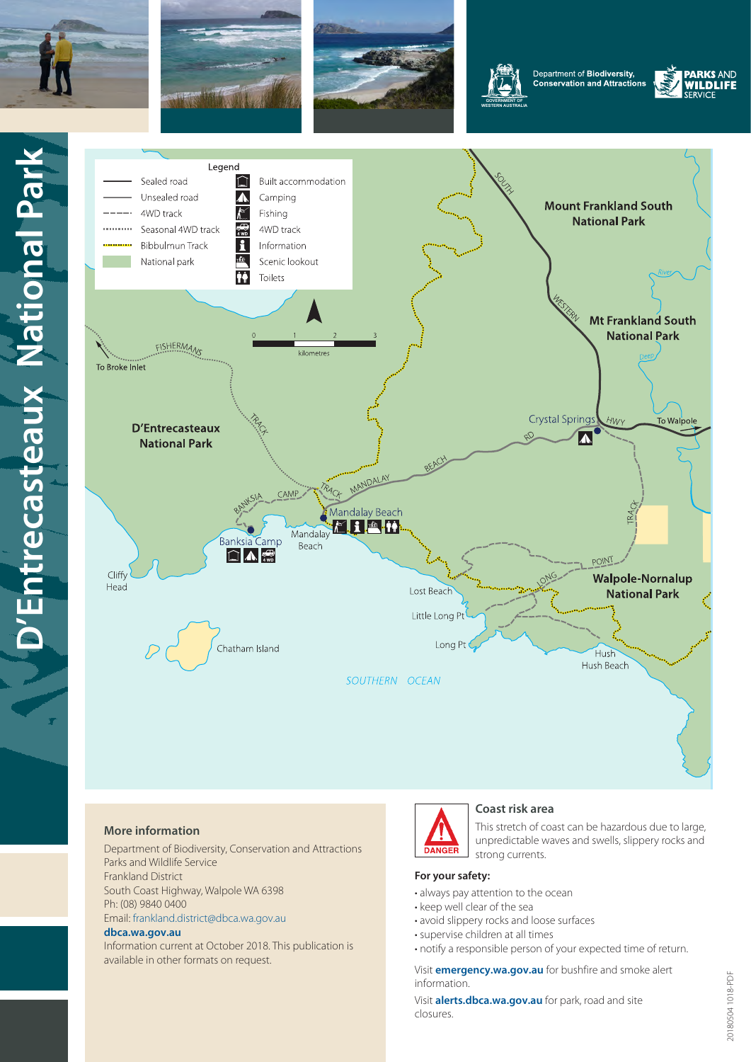# D'Entrecasteaux National Park

Department of **Biodiversity, Conservation and Attractions**

**PARKS AND WILDLIFE SERVICE**

Legend

- Sealed road
- Unsealed road
- 4WD track
- Seasonal 4WD track
- Bibbulmun Track
- National park
- Built accommodation
- Camping
- Fishing
- 4WD track
- Information
- Scenic lookout
- Toilets

0 1 2 3

kilometres

Mount Frankland South National Park

Mt Frankland South National Park

D'Entrecasteaux National Park

Walpole-Nornalup National Park

To Broke Inlet

To Walpole

FISHERMANS TRACK

SOUTH WESTERN HWY

Crystal Springs

BEACH RD

MANDALAY TRACK

BANKSIA CAMP

Banksia Camp

Mandalay Beach

Cliffy Head

Chatham Island

Lost Beach

Little Long Pt

Long Pt

LONG POINT TRACK

Hush Hush Beach

Deep River

SOUTHERN OCEAN

## More information

Department of Biodiversity, Conservation and Attractions
Parks and Wildlife Service
Frankland District
South Coast Highway, Walpole WA 6398
Ph: (08) 9840 0400
Email: frankland.district@dbca.wa.gov.au
**dbca.wa.gov.au**
Information current at October 2018. This publication is available in other formats on request.

## Coast risk area

DANGER

This stretch of coast can be hazardous due to large, unpredictable waves and swells, slippery rocks and strong currents.

**For your safety:**

- always pay attention to the ocean
- keep well clear of the sea
- avoid slippery rocks and loose surfaces
- supervise children at all times
- notify a responsible person of your expected time of return.

Visit **emergency.wa.gov.au** for bushfire and smoke alert information.

Visit **alerts.dbca.wa.gov.au** for park, road and site closures.

20180504 1018-PDF